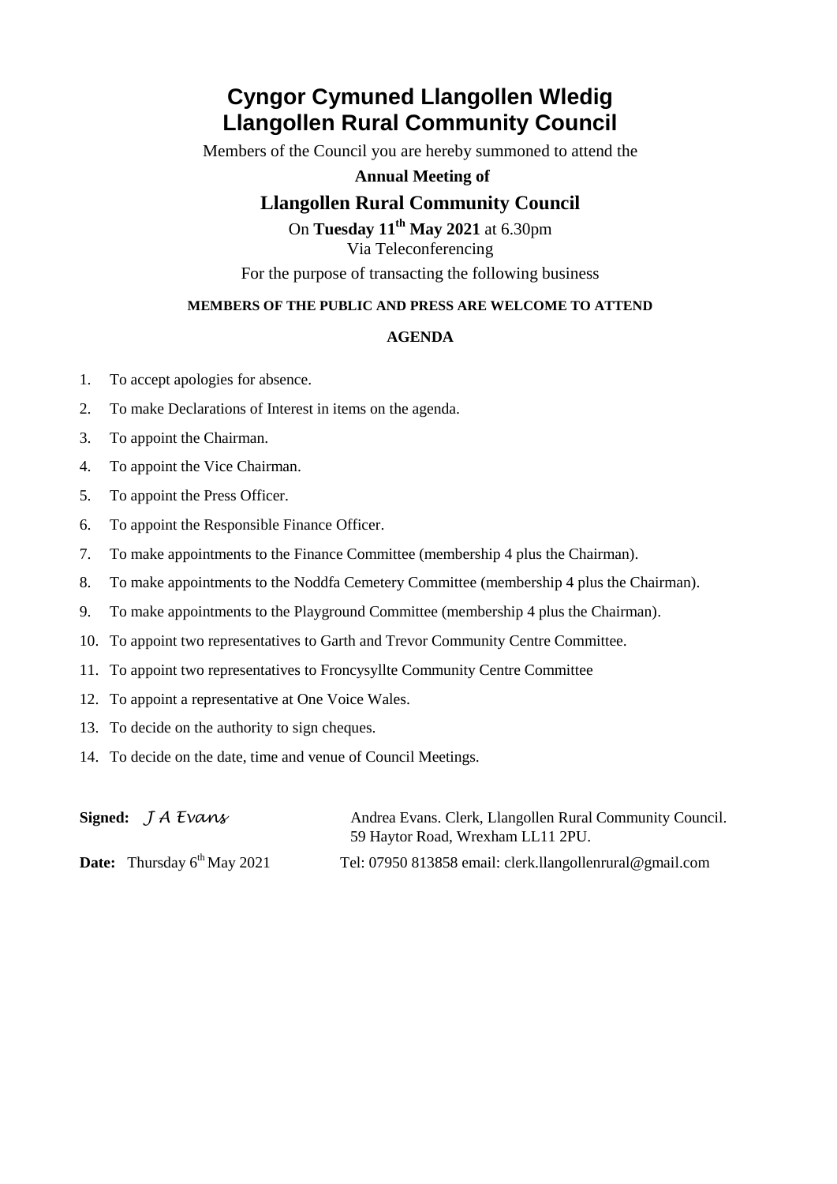# Cyngor Cymuned Llangollen Wledig
# Llangollen Rural Community Council

Members of the Council you are hereby summoned to attend the

**Annual Meeting of**

## Llangollen Rural Community Council

On **Tuesday 11th May 2021** at 6.30pm

Via Teleconferencing

For the purpose of transacting the following business

**MEMBERS OF THE PUBLIC AND PRESS ARE WELCOME TO ATTEND**

**AGENDA**

1. To accept apologies for absence.
2. To make Declarations of Interest in items on the agenda.
3. To appoint the Chairman.
4. To appoint the Vice Chairman.
5. To appoint the Press Officer.
6. To appoint the Responsible Finance Officer.
7. To make appointments to the Finance Committee (membership 4 plus the Chairman).
8. To make appointments to the Noddfa Cemetery Committee (membership 4 plus the Chairman).
9. To make appointments to the Playground Committee (membership 4 plus the Chairman).
10. To appoint two representatives to Garth and Trevor Community Centre Committee.
11. To appoint two representatives to Froncysyllte Community Centre Committee
12. To appoint a representative at One Voice Wales.
13. To decide on the authority to sign cheques.
14. To decide on the date, time and venue of Council Meetings.

**Signed:** *J A Evans* Andrea Evans. Clerk, Llangollen Rural Community Council.
59 Haytor Road, Wrexham LL11 2PU.

**Date:** Thursday 6th May 2021 Tel: 07950 813858 email: clerk.llangollenrural@gmail.com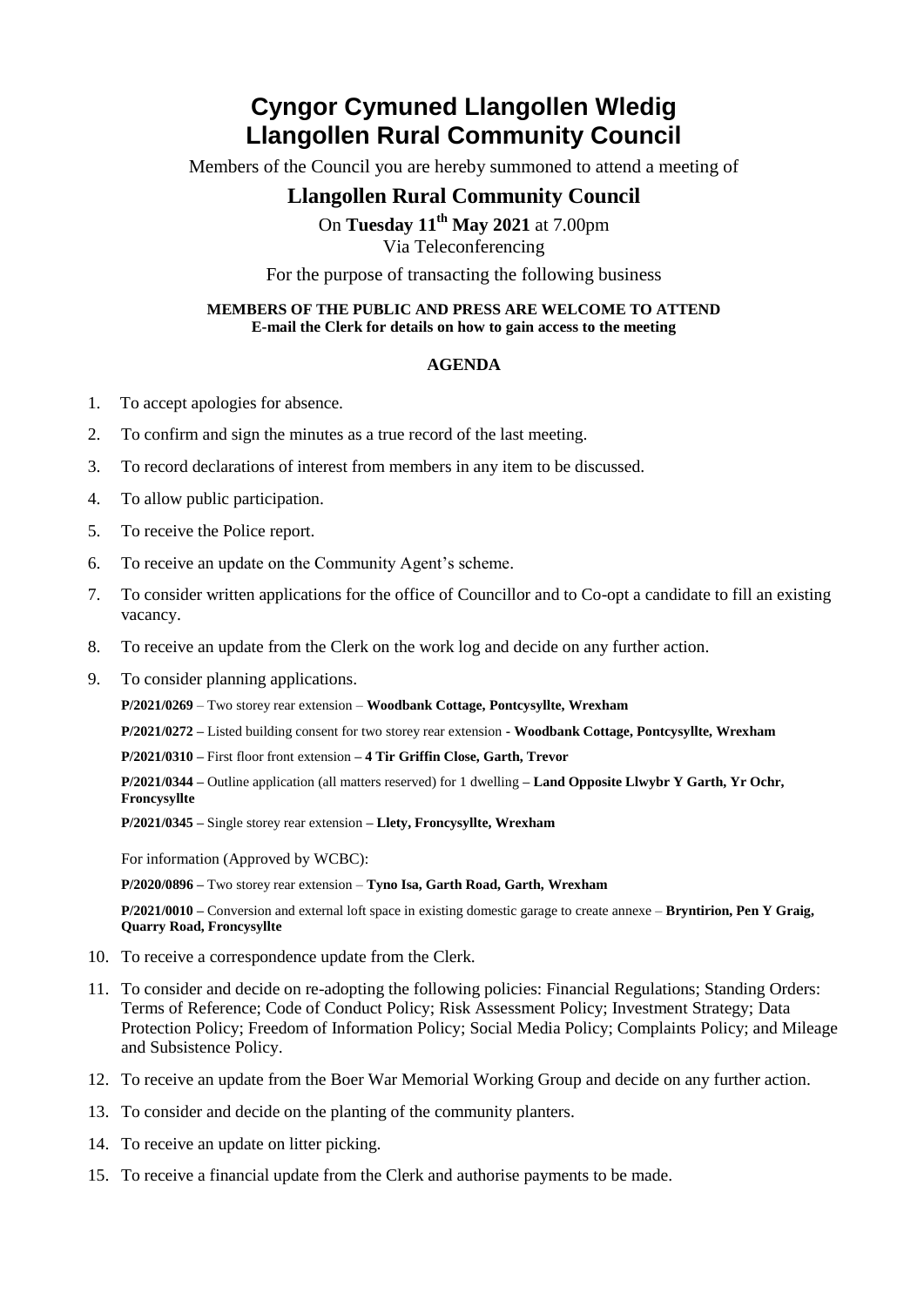# Cyngor Cymuned Llangollen Wledig
# Llangollen Rural Community Council

Members of the Council you are hereby summoned to attend a meeting of

## Llangollen Rural Community Council

On **Tuesday 11th May 2021** at 7.00pm
Via Teleconferencing

For the purpose of transacting the following business

**MEMBERS OF THE PUBLIC AND PRESS ARE WELCOME TO ATTEND**
**E-mail the Clerk for details on how to gain access to the meeting**

### AGENDA

1. To accept apologies for absence.
2. To confirm and sign the minutes as a true record of the last meeting.
3. To record declarations of interest from members in any item to be discussed.
4. To allow public participation.
5. To receive the Police report.
6. To receive an update on the Community Agent's scheme.
7. To consider written applications for the office of Councillor and to Co-opt a candidate to fill an existing vacancy.
8. To receive an update from the Clerk on the work log and decide on any further action.
9. To consider planning applications.

   **P/2021/0269** – Two storey rear extension – **Woodbank Cottage, Pontcysyllte, Wrexham**

   **P/2021/0272 –** Listed building consent for two storey rear extension **- Woodbank Cottage, Pontcysyllte, Wrexham**

   **P/2021/0310 –** First floor front extension **– 4 Tir Griffin Close, Garth, Trevor**

   **P/2021/0344 –** Outline application (all matters reserved) for 1 dwelling **– Land Opposite Llwybr Y Garth, Yr Ochr, Froncysyllte**

   **P/2021/0345 –** Single storey rear extension **– Llety, Froncysyllte, Wrexham**

   For information (Approved by WCBC):

   **P/2020/0896 –** Two storey rear extension – **Tyno Isa, Garth Road, Garth, Wrexham**

   **P/2021/0010 –** Conversion and external loft space in existing domestic garage to create annexe – **Bryntirion, Pen Y Graig, Quarry Road, Froncysyllte**

10. To receive a correspondence update from the Clerk.
11. To consider and decide on re-adopting the following policies: Financial Regulations; Standing Orders: Terms of Reference; Code of Conduct Policy; Risk Assessment Policy; Investment Strategy; Data Protection Policy; Freedom of Information Policy; Social Media Policy; Complaints Policy; and Mileage and Subsistence Policy.
12. To receive an update from the Boer War Memorial Working Group and decide on any further action.
13. To consider and decide on the planting of the community planters.
14. To receive an update on litter picking.
15. To receive a financial update from the Clerk and authorise payments to be made.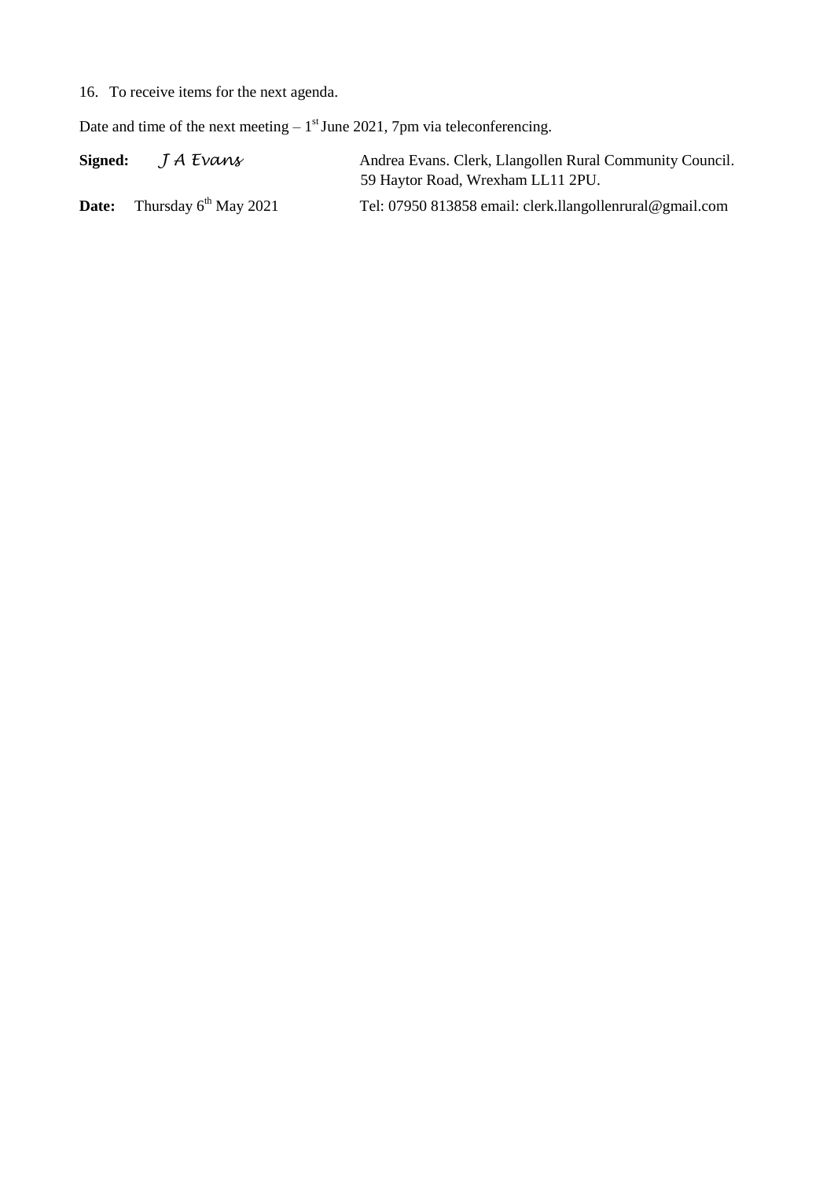16. To receive items for the next agenda.

Date and time of the next meeting – 1st June 2021, 7pm via teleconferencing.

| | | |
|---|---|---|
| **Signed:** | *J A Evans* | Andrea Evans. Clerk, Llangollen Rural Community Council. 59 Haytor Road, Wrexham LL11 2PU. |
| **Date:** | Thursday 6th May 2021 | Tel: 07950 813858 email: clerk.llangollenrural@gmail.com |